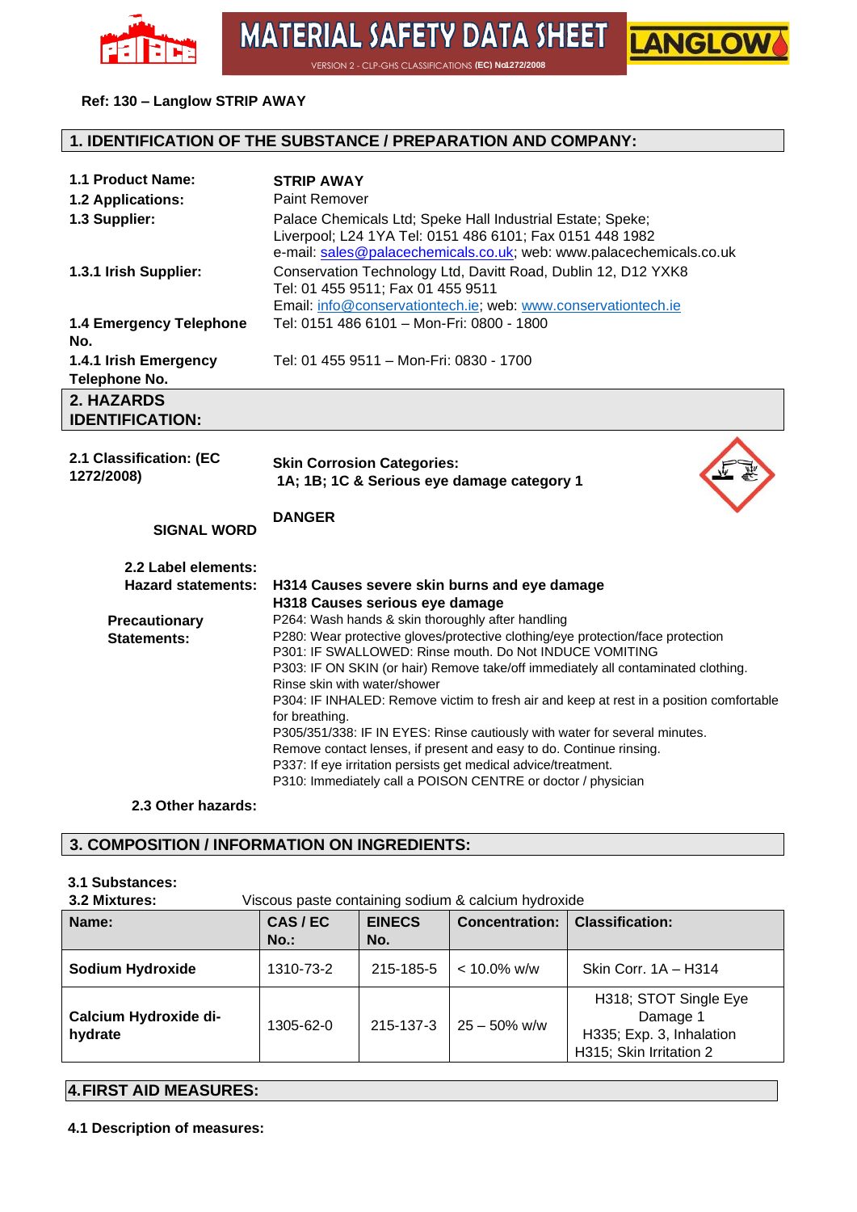MATERIAL SAFETY DATA SHEET

VERSION 2 - CLP-GHS CLASSIFICATIONS **(EC) No1272/2008**

**Ref: 130 – Langlow STRIP AWAY**

## 1. IDENTIFICATION OF THE SUBSTANCE / PREPARATION AND COMPANY:

**1.1 Product Name:** **STRIP AWAY**

**1.2 Applications:** Paint Remover

**1.3 Supplier:** Palace Chemicals Ltd; Speke Hall Industrial Estate; Speke; Liverpool; L24 1YA Tel: 0151 486 6101; Fax 0151 448 1982
e-mail: sales@palacechemicals.co.uk; web: www.palacechemicals.co.uk

**1.3.1 Irish Supplier:** Conservation Technology Ltd, Davitt Road, Dublin 12, D12 YXK8
Tel: 01 455 9511; Fax 01 455 9511
Email: info@conservationtech.ie; web: www.conservationtech.ie

**1.4 Emergency Telephone No.** Tel: 0151 486 6101 – Mon-Fri: 0800 - 1800

**1.4.1 Irish Emergency Telephone No.** Tel: 01 455 9511 – Mon-Fri: 0830 - 1700

## 2. HAZARDS IDENTIFICATION:

**2.1 Classification: (EC 1272/2008)** **Skin Corrosion Categories:**
**1A; 1B; 1C & Serious eye damage category 1**

**SIGNAL WORD** **DANGER**

**2.2 Label elements:**

**Hazard statements:**
**H314 Causes severe skin burns and eye damage**
**H318 Causes serious eye damage**

**Precautionary Statements:**
P264: Wash hands & skin thoroughly after handling
P280: Wear protective gloves/protective clothing/eye protection/face protection
P301: IF SWALLOWED: Rinse mouth. Do Not INDUCE VOMITING
P303: IF ON SKIN (or hair) Remove take/off immediately all contaminated clothing. Rinse skin with water/shower
P304: IF INHALED: Remove victim to fresh air and keep at rest in a position comfortable for breathing.
P305/351/338: IF IN EYES: Rinse cautiously with water for several minutes. Remove contact lenses, if present and easy to do. Continue rinsing.
P337: If eye irritation persists get medical advice/treatment.
P310: Immediately call a POISON CENTRE or doctor / physician

**2.3 Other hazards:**

## 3. COMPOSITION / INFORMATION ON INGREDIENTS:

**3.1 Substances:**

**3.2 Mixtures:** Viscous paste containing sodium & calcium hydroxide

| Name: | CAS / EC No.: | EINECS No. | Concentration: | Classification: |
|---|---|---|---|---|
| **Sodium Hydroxide** | 1310-73-2 | 215-185-5 | < 10.0% w/w | Skin Corr. 1A – H314 |
| **Calcium Hydroxide di-hydrate** | 1305-62-0 | 215-137-3 | 25 – 50% w/w | H318; STOT Single Eye Damage 1<br>H335; Exp. 3, Inhalation<br>H315; Skin Irritation 2 |

## 4. FIRST AID MEASURES:

**4.1 Description of measures:**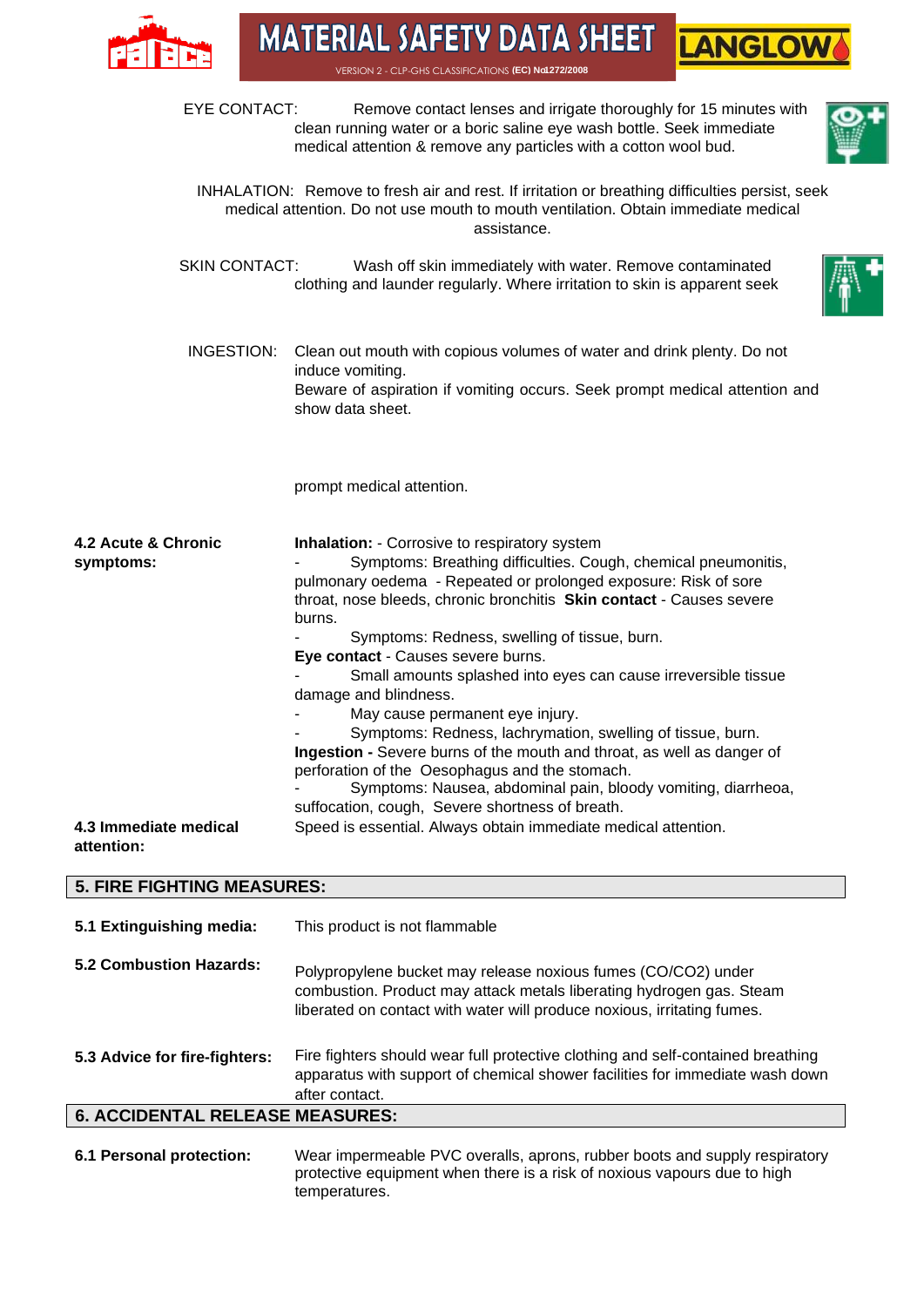EYE CONTACT: Remove contact lenses and irrigate thoroughly for 15 minutes with clean running water or a boric saline eye wash bottle. Seek immediate medical attention & remove any particles with a cotton wool bud.

INHALATION: Remove to fresh air and rest. If irritation or breathing difficulties persist, seek medical attention. Do not use mouth to mouth ventilation. Obtain immediate medical assistance.

SKIN CONTACT: Wash off skin immediately with water. Remove contaminated clothing and launder regularly. Where irritation to skin is apparent seek

INGESTION: Clean out mouth with copious volumes of water and drink plenty. Do not induce vomiting.
Beware of aspiration if vomiting occurs. Seek prompt medical attention and show data sheet.

prompt medical attention.

**4.2 Acute & Chronic symptoms:**

**Inhalation:** - Corrosive to respiratory system
- Symptoms: Breathing difficulties. Cough, chemical pneumonitis, pulmonary oedema - Repeated or prolonged exposure: Risk of sore throat, nose bleeds, chronic bronchitis **Skin contact** - Causes severe burns.
- Symptoms: Redness, swelling of tissue, burn.

**Eye contact** - Causes severe burns.
- Small amounts splashed into eyes can cause irreversible tissue damage and blindness.
- May cause permanent eye injury.
- Symptoms: Redness, lachrymation, swelling of tissue, burn.

**Ingestion -** Severe burns of the mouth and throat, as well as danger of perforation of the Oesophagus and the stomach.
- Symptoms: Nausea, abdominal pain, bloody vomiting, diarrheoa, suffocation, cough, Severe shortness of breath.

**4.3 Immediate medical attention:** Speed is essential. Always obtain immediate medical attention.

## 5. FIRE FIGHTING MEASURES:

**5.1 Extinguishing media:** This product is not flammable

**5.2 Combustion Hazards:** Polypropylene bucket may release noxious fumes (CO/CO2) under combustion. Product may attack metals liberating hydrogen gas. Steam liberated on contact with water will produce noxious, irritating fumes.

**5.3 Advice for fire-fighters:** Fire fighters should wear full protective clothing and self-contained breathing apparatus with support of chemical shower facilities for immediate wash down after contact.

## 6. ACCIDENTAL RELEASE MEASURES:

**6.1 Personal protection:** Wear impermeable PVC overalls, aprons, rubber boots and supply respiratory protective equipment when there is a risk of noxious vapours due to high temperatures.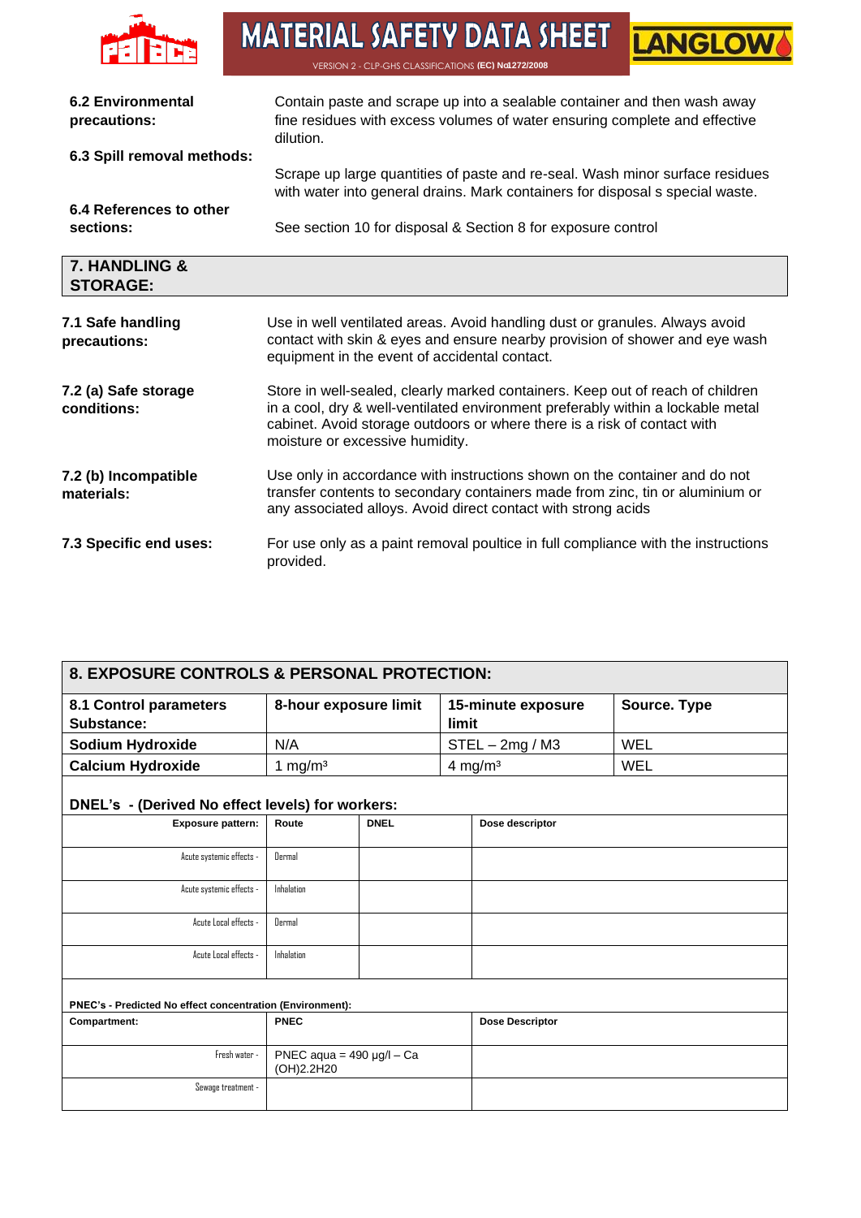**6.2 Environmental precautions:**

Contain paste and scrape up into a sealable container and then wash away fine residues with excess volumes of water ensuring complete and effective dilution.

**6.3 Spill removal methods:**

Scrape up large quantities of paste and re-seal. Wash minor surface residues with water into general drains. Mark containers for disposal s special waste.

**6.4 References to other sections:**

See section 10 for disposal & Section 8 for exposure control

## 7. HANDLING & STORAGE:

**7.1 Safe handling precautions:**

Use in well ventilated areas. Avoid handling dust or granules. Always avoid contact with skin & eyes and ensure nearby provision of shower and eye wash equipment in the event of accidental contact.

**7.2 (a) Safe storage conditions:**

Store in well-sealed, clearly marked containers. Keep out of reach of children in a cool, dry & well-ventilated environment preferably within a lockable metal cabinet. Avoid storage outdoors or where there is a risk of contact with moisture or excessive humidity.

**7.2 (b) Incompatible materials:**

Use only in accordance with instructions shown on the container and do not transfer contents to secondary containers made from zinc, tin or aluminium or any associated alloys. Avoid direct contact with strong acids

**7.3 Specific end uses:**

For use only as a paint removal poultice in full compliance with the instructions provided.

## 8. EXPOSURE CONTROLS & PERSONAL PROTECTION:

| 8.1 Control parameters Substance: | 8-hour exposure limit | 15-minute exposure limit | Source. Type |
|---|---|---|---|
| **Sodium Hydroxide** | N/A | STEL – 2mg / M3 | WEL |
| **Calcium Hydroxide** | 1 mg/m³ | 4 mg/m³ | WEL |

**DNEL's - (Derived No effect levels) for workers:**

| Exposure pattern: | Route | DNEL | Dose descriptor |
|---|---|---|---|
| Acute systemic effects - | Dermal | | |
| Acute systemic effects - | Inhalation | | |
| Acute Local effects - | Dermal | | |
| Acute Local effects - | Inhalation | | |

**PNEC's - Predicted No effect concentration (Environment):**

| Compartment: | PNEC | Dose Descriptor |
|---|---|---|
| Fresh water - | PNEC aqua = 490 µg/l – Ca (OH)2.2H20 | |
| Sewage treatment - | | |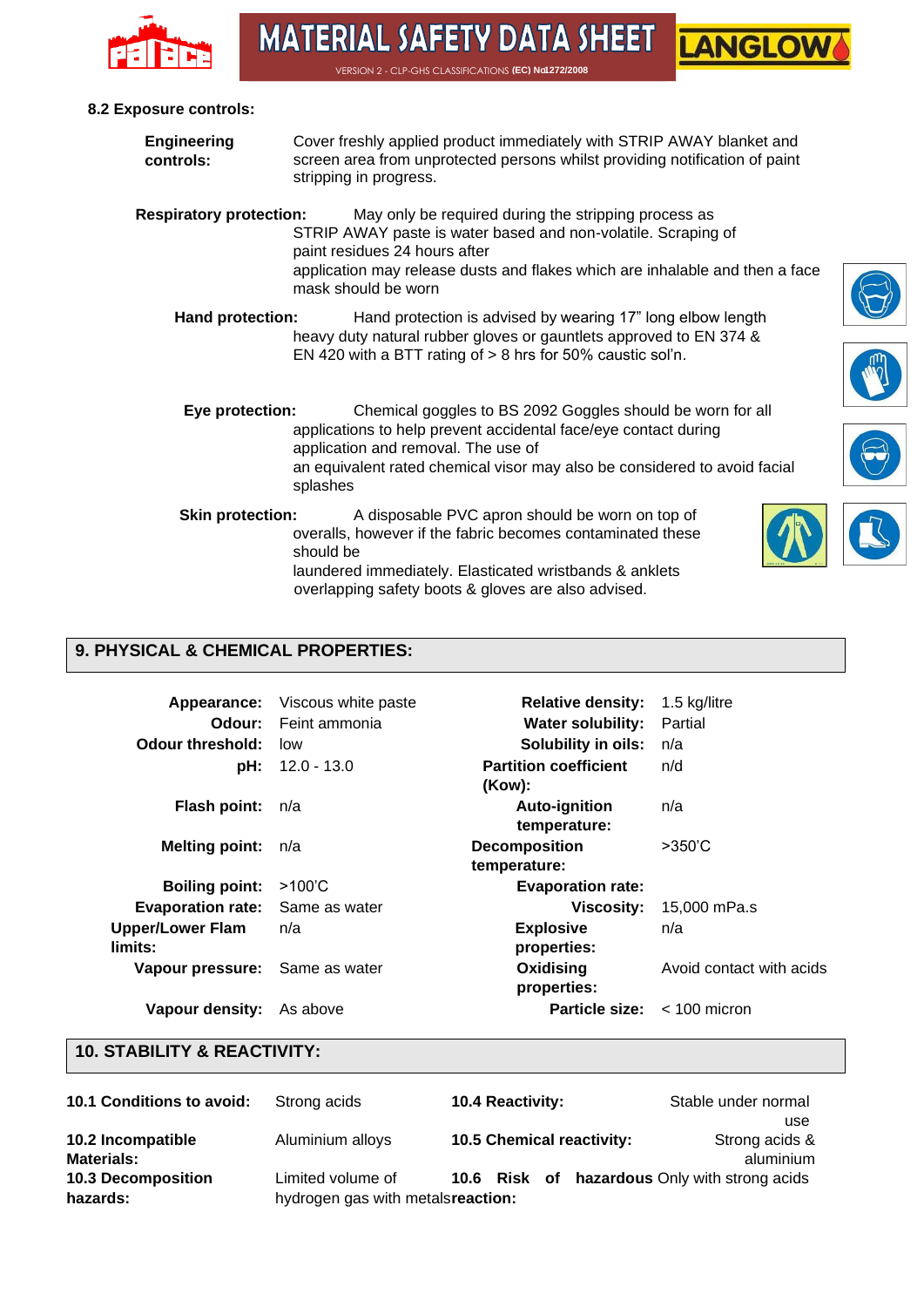**8.2 Exposure controls:**

**Engineering controls:** Cover freshly applied product immediately with STRIP AWAY blanket and screen area from unprotected persons whilst providing notification of paint stripping in progress.

**Respiratory protection:** May only be required during the stripping process as STRIP AWAY paste is water based and non-volatile. Scraping of paint residues 24 hours after application may release dusts and flakes which are inhalable and then a face mask should be worn

**Hand protection:** Hand protection is advised by wearing 17" long elbow length heavy duty natural rubber gloves or gauntlets approved to EN 374 & EN 420 with a BTT rating of > 8 hrs for 50% caustic sol'n.

**Eye protection:** Chemical goggles to BS 2092 Goggles should be worn for all applications to help prevent accidental face/eye contact during application and removal. The use of an equivalent rated chemical visor may also be considered to avoid facial splashes

**Skin protection:** A disposable PVC apron should be worn on top of overalls, however if the fabric becomes contaminated these should be laundered immediately. Elasticated wristbands & anklets overlapping safety boots & gloves are also advised.

## 9. PHYSICAL & CHEMICAL PROPERTIES:

| Property | Value | Property | Value |
|---|---|---|---|
| **Appearance:** | Viscous white paste | **Relative density:** | 1.5 kg/litre |
| **Odour:** | Feint ammonia | **Water solubility:** | Partial |
| **Odour threshold:** | low | **Solubility in oils:** | n/a |
| **pH:** | 12.0 - 13.0 | **Partition coefficient (Kow):** | n/d |
| **Flash point:** | n/a | **Auto-ignition temperature:** | n/a |
| **Melting point:** | n/a | **Decomposition temperature:** | >350'C |
| **Boiling point:** | >100'C | **Evaporation rate:** | |
| **Evaporation rate:** | Same as water | **Viscosity:** | 15,000 mPa.s |
| **Upper/Lower Flam limits:** | n/a | **Explosive properties:** | n/a |
| **Vapour pressure:** | Same as water | **Oxidising properties:** | Avoid contact with acids |
| **Vapour density:** | As above | **Particle size:** | < 100 micron |

## 10. STABILITY & REACTIVITY:

| | | | |
|---|---|---|---|
| **10.1 Conditions to avoid:** | Strong acids | **10.4 Reactivity:** | Stable under normal use |
| **10.2 Incompatible Materials:** | Aluminium alloys | **10.5 Chemical reactivity:** | Strong acids & aluminium |
| **10.3 Decomposition hazards:** | Limited volume of hydrogen gas with metals | **10.6 Risk of hazardous reaction:** | Only with strong acids |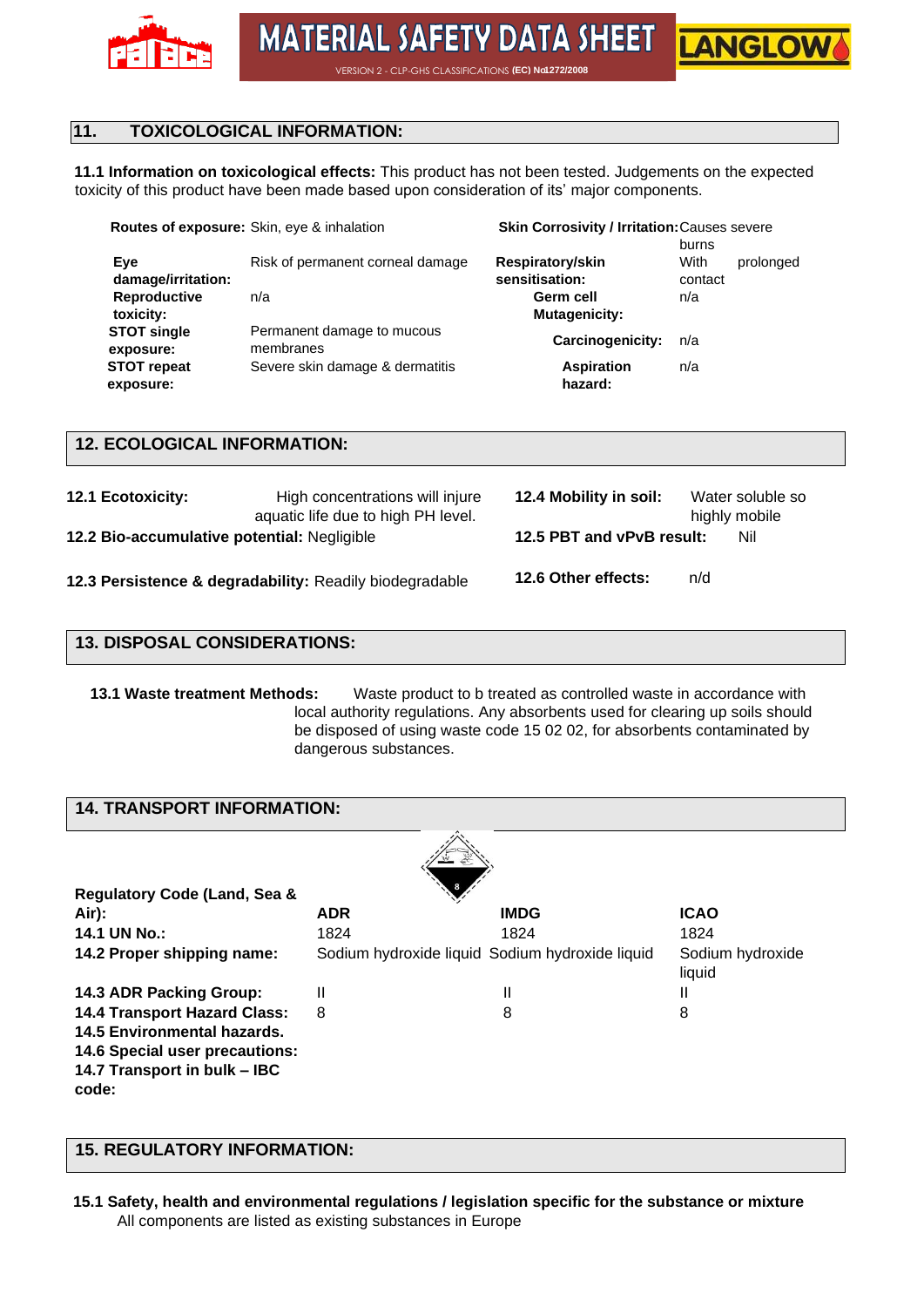## 11. TOXICOLOGICAL INFORMATION:

**11.1 Information on toxicological effects:** This product has not been tested. Judgements on the expected toxicity of this product have been made based upon consideration of its' major components.

| | | | |
|---|---|---|---|
| **Routes of exposure:** | Skin, eye & inhalation | **Skin Corrosivity / Irritation:** | Causes severe burns |
| **Eye damage/irritation:** | Risk of permanent corneal damage | **Respiratory/skin sensitisation:** | With prolonged contact |
| **Reproductive toxicity:** | n/a | **Germ cell Mutagenicity:** | n/a |
| **STOT single exposure:** | Permanent damage to mucous membranes | **Carcinogenicity:** | n/a |
| **STOT repeat exposure:** | Severe skin damage & dermatitis | **Aspiration hazard:** | n/a |

## 12. ECOLOGICAL INFORMATION:

**12.1 Ecotoxicity:** High concentrations will injure aquatic life due to high PH level.

**12.2 Bio-accumulative potential:** Negligible

**12.3 Persistence & degradability:** Readily biodegradable

**12.4 Mobility in soil:** Water soluble so highly mobile

**12.5 PBT and vPvB result:** Nil

**12.6 Other effects:** n/d

## 13. DISPOSAL CONSIDERATIONS:

**13.1 Waste treatment Methods:** Waste product to b treated as controlled waste in accordance with local authority regulations. Any absorbents used for clearing up soils should be disposed of using waste code 15 02 02, for absorbents contaminated by dangerous substances.

## 14. TRANSPORT INFORMATION:

| Regulatory Code (Land, Sea & Air): | ADR | IMDG | ICAO |
|---|---|---|---|
| **14.1 UN No.:** | 1824 | 1824 | 1824 |
| **14.2 Proper shipping name:** | Sodium hydroxide liquid | Sodium hydroxide liquid | Sodium hydroxide liquid |
| **14.3 ADR Packing Group:** | II | II | II |
| **14.4 Transport Hazard Class:** | 8 | 8 | 8 |
| **14.5 Environmental hazards.** | | | |
| **14.6 Special user precautions:** | | | |
| **14.7 Transport in bulk – IBC code:** | | | |

## 15. REGULATORY INFORMATION:

**15.1 Safety, health and environmental regulations / legislation specific for the substance or mixture**
All components are listed as existing substances in Europe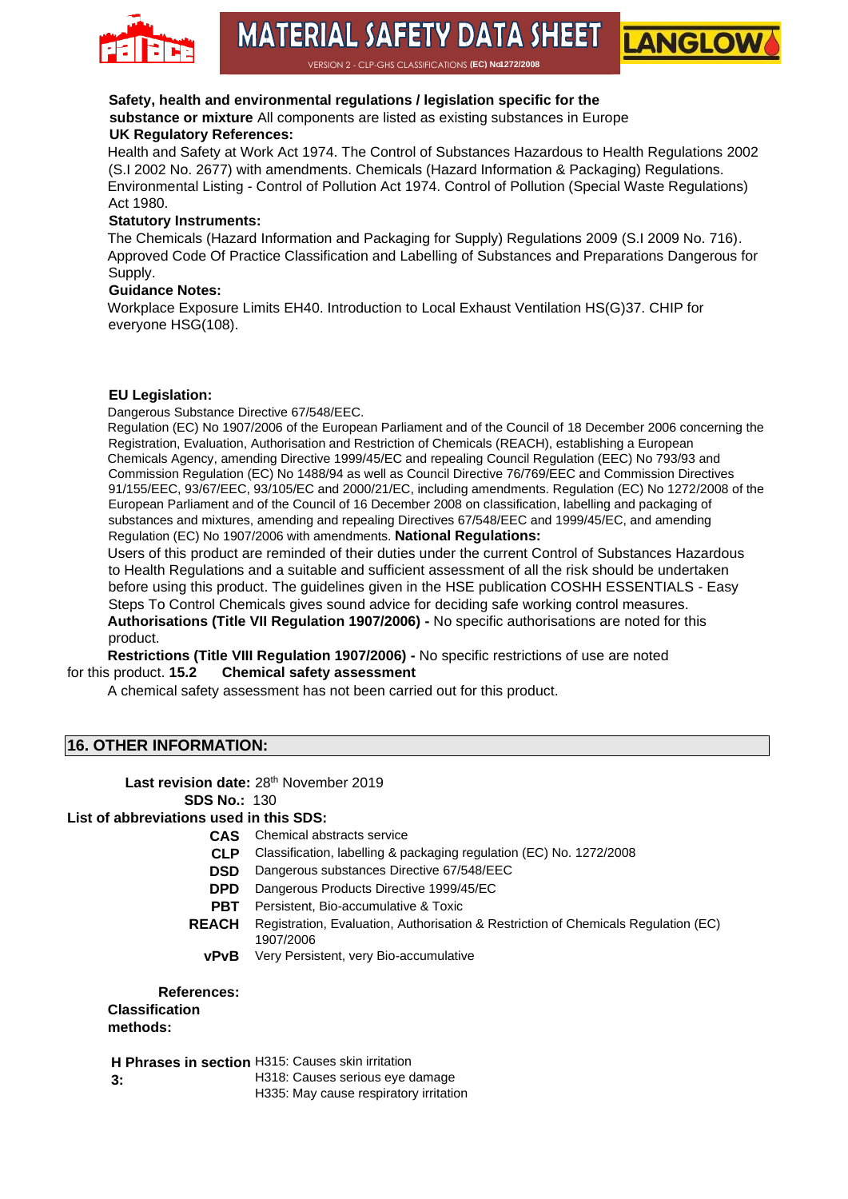**Safety, health and environmental regulations / legislation specific for the substance or mixture** All components are listed as existing substances in Europe

**UK Regulatory References:**

Health and Safety at Work Act 1974. The Control of Substances Hazardous to Health Regulations 2002 (S.I 2002 No. 2677) with amendments. Chemicals (Hazard Information & Packaging) Regulations. Environmental Listing - Control of Pollution Act 1974. Control of Pollution (Special Waste Regulations) Act 1980.

**Statutory Instruments:**

The Chemicals (Hazard Information and Packaging for Supply) Regulations 2009 (S.I 2009 No. 716). Approved Code Of Practice Classification and Labelling of Substances and Preparations Dangerous for Supply.

**Guidance Notes:**

Workplace Exposure Limits EH40. Introduction to Local Exhaust Ventilation HS(G)37. CHIP for everyone HSG(108).

**EU Legislation:**

Dangerous Substance Directive 67/548/EEC.
Regulation (EC) No 1907/2006 of the European Parliament and of the Council of 18 December 2006 concerning the Registration, Evaluation, Authorisation and Restriction of Chemicals (REACH), establishing a European Chemicals Agency, amending Directive 1999/45/EC and repealing Council Regulation (EEC) No 793/93 and Commission Regulation (EC) No 1488/94 as well as Council Directive 76/769/EEC and Commission Directives 91/155/EEC, 93/67/EEC, 93/105/EC and 2000/21/EC, including amendments. Regulation (EC) No 1272/2008 of the European Parliament and of the Council of 16 December 2008 on classification, labelling and packaging of substances and mixtures, amending and repealing Directives 67/548/EEC and 1999/45/EC, and amending Regulation (EC) No 1907/2006 with amendments. **National Regulations:**

Users of this product are reminded of their duties under the current Control of Substances Hazardous to Health Regulations and a suitable and sufficient assessment of all the risk should be undertaken before using this product. The guidelines given in the HSE publication COSHH ESSENTIALS - Easy Steps To Control Chemicals gives sound advice for deciding safe working control measures.

**Authorisations (Title VII Regulation 1907/2006) -** No specific authorisations are noted for this product.

**Restrictions (Title VIII Regulation 1907/2006) -** No specific restrictions of use are noted for this product. **15.2 Chemical safety assessment**

A chemical safety assessment has not been carried out for this product.

## 16. OTHER INFORMATION:

**Last revision date:** 28th November 2019

**SDS No.:** 130

**List of abbreviations used in this SDS:**

| | |
|---|---|
| **CAS** | Chemical abstracts service |
| **CLP** | Classification, labelling & packaging regulation (EC) No. 1272/2008 |
| **DSD** | Dangerous substances Directive 67/548/EEC |
| **DPD** | Dangerous Products Directive 1999/45/EC |
| **PBT** | Persistent, Bio-accumulative & Toxic |
| **REACH** | Registration, Evaluation, Authorisation & Restriction of Chemicals Regulation (EC) 1907/2006 |
| **vPvB** | Very Persistent, very Bio-accumulative |

**References:**

**Classification methods:**

**H Phrases in section 3:**

H315: Causes skin irritation
H318: Causes serious eye damage
H335: May cause respiratory irritation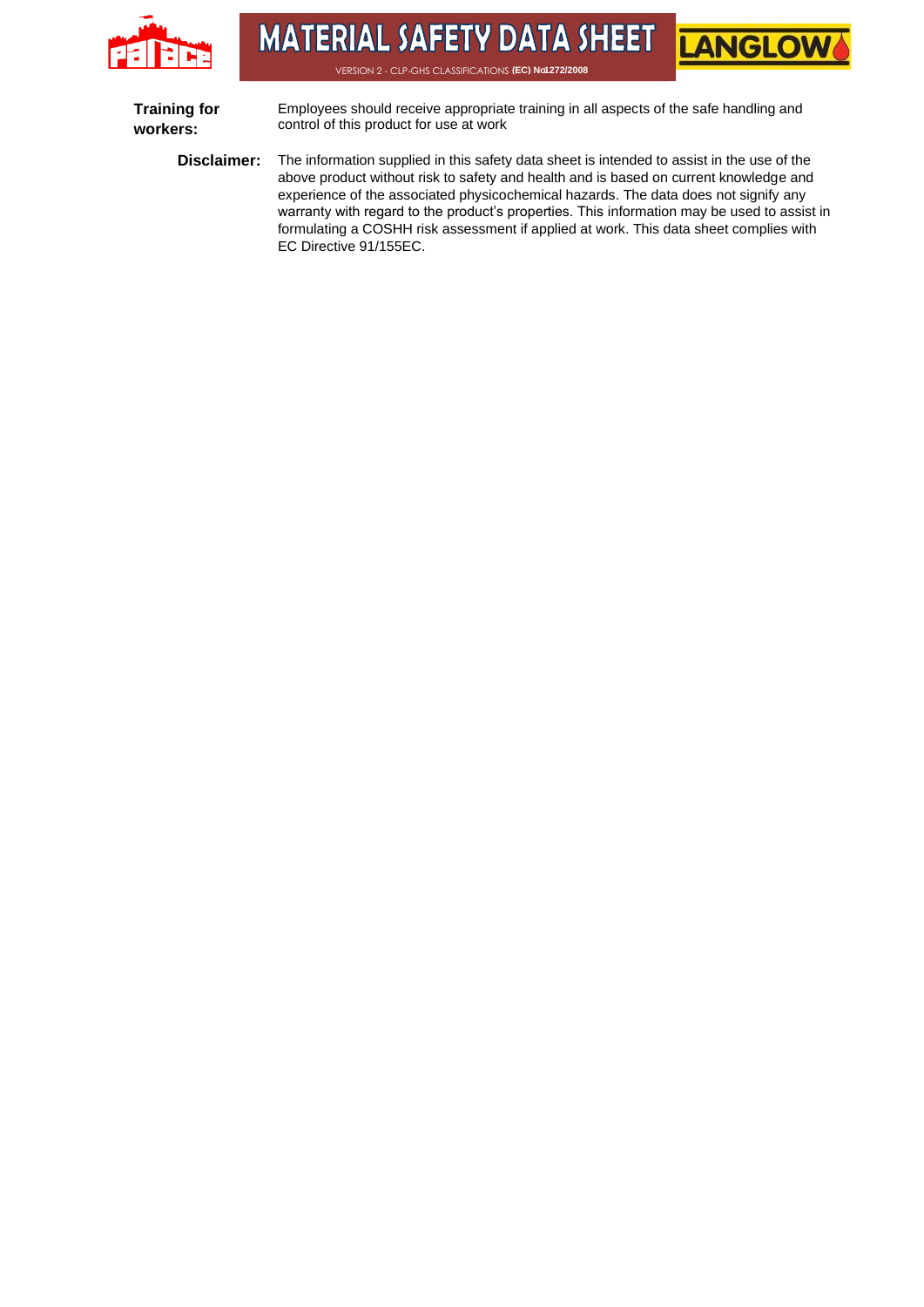**Training for workers:** Employees should receive appropriate training in all aspects of the safe handling and control of this product for use at work

**Disclaimer:** The information supplied in this safety data sheet is intended to assist in the use of the above product without risk to safety and health and is based on current knowledge and experience of the associated physicochemical hazards. The data does not signify any warranty with regard to the product's properties. This information may be used to assist in formulating a COSHH risk assessment if applied at work. This data sheet complies with EC Directive 91/155EC.